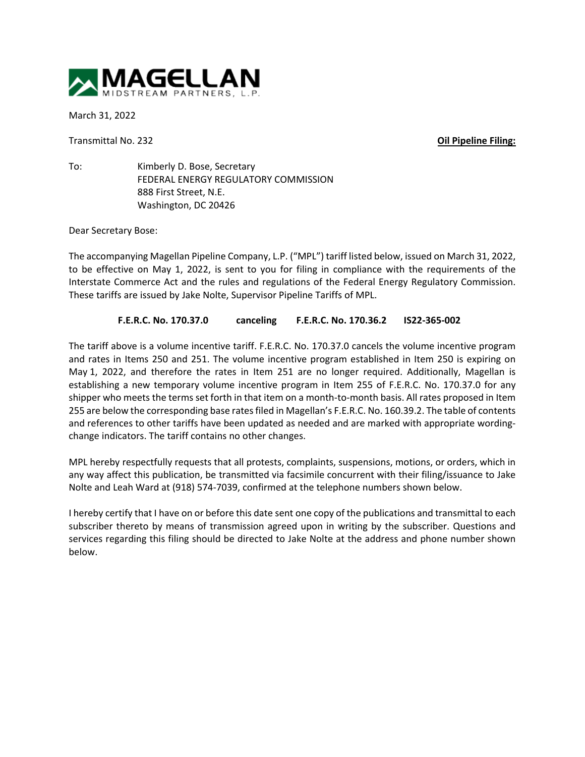**MAGELLAN**
MIDSTREAM PARTNERS, L.P.

March 31, 2022

Transmittal No. 232 **Oil Pipeline Filing:**

To: Kimberly D. Bose, Secretary
FEDERAL ENERGY REGULATORY COMMISSION
888 First Street, N.E.
Washington, DC 20426

Dear Secretary Bose:

The accompanying Magellan Pipeline Company, L.P. ("MPL") tariff listed below, issued on March 31, 2022, to be effective on May 1, 2022, is sent to you for filing in compliance with the requirements of the Interstate Commerce Act and the rules and regulations of the Federal Energy Regulatory Commission. These tariffs are issued by Jake Nolte, Supervisor Pipeline Tariffs of MPL.

**F.E.R.C. No. 170.37.0 canceling F.E.R.C. No. 170.36.2 IS22-365-002**

The tariff above is a volume incentive tariff. F.E.R.C. No. 170.37.0 cancels the volume incentive program and rates in Items 250 and 251. The volume incentive program established in Item 250 is expiring on May 1, 2022, and therefore the rates in Item 251 are no longer required. Additionally, Magellan is establishing a new temporary volume incentive program in Item 255 of F.E.R.C. No. 170.37.0 for any shipper who meets the terms set forth in that item on a month-to-month basis. All rates proposed in Item 255 are below the corresponding base rates filed in Magellan's F.E.R.C. No. 160.39.2. The table of contents and references to other tariffs have been updated as needed and are marked with appropriate wording-change indicators. The tariff contains no other changes.

MPL hereby respectfully requests that all protests, complaints, suspensions, motions, or orders, which in any way affect this publication, be transmitted via facsimile concurrent with their filing/issuance to Jake Nolte and Leah Ward at (918) 574-7039, confirmed at the telephone numbers shown below.

I hereby certify that I have on or before this date sent one copy of the publications and transmittal to each subscriber thereto by means of transmission agreed upon in writing by the subscriber. Questions and services regarding this filing should be directed to Jake Nolte at the address and phone number shown below.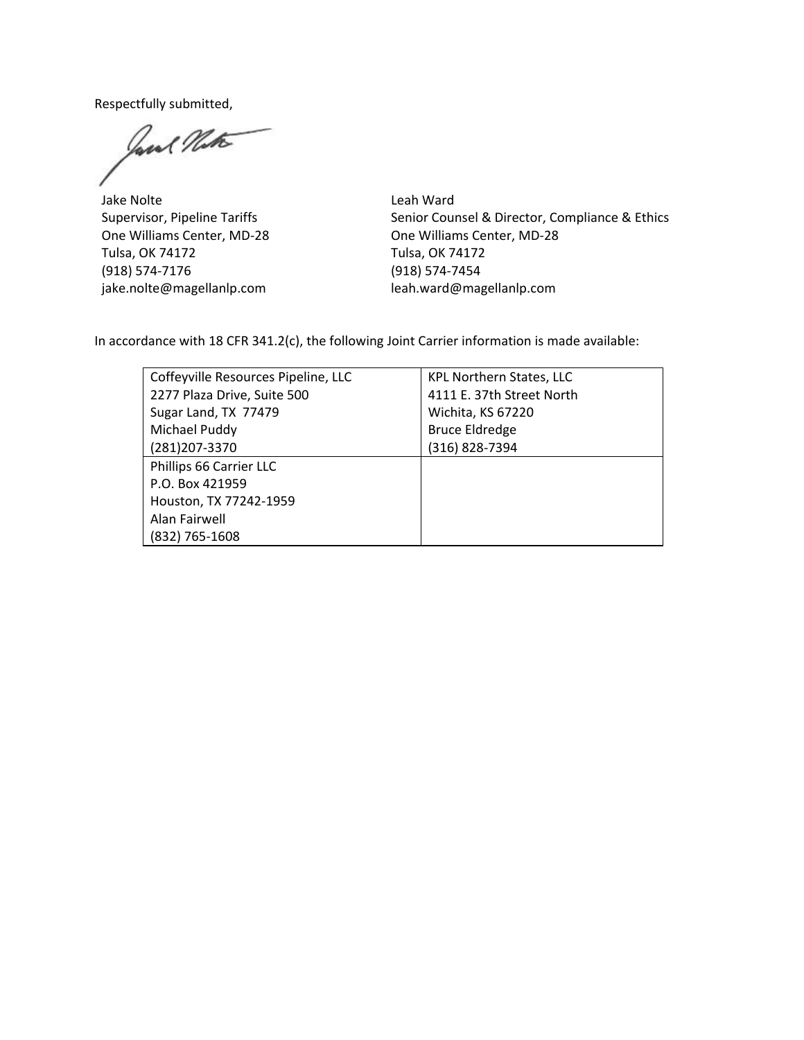Respectfully submitted,

Jake Nolte
Supervisor, Pipeline Tariffs
One Williams Center, MD-28
Tulsa, OK 74172
(918) 574-7176
jake.nolte@magellanlp.com

Leah Ward
Senior Counsel & Director, Compliance & Ethics
One Williams Center, MD-28
Tulsa, OK 74172
(918) 574-7454
leah.ward@magellanlp.com

In accordance with 18 CFR 341.2(c), the following Joint Carrier information is made available:

| | |
|---|---|
| Coffeyville Resources Pipeline, LLC<br>2277 Plaza Drive, Suite 500<br>Sugar Land, TX 77479<br>Michael Puddy<br>(281)207-3370 | KPL Northern States, LLC<br>4111 E. 37th Street North<br>Wichita, KS 67220<br>Bruce Eldredge<br>(316) 828-7394 |
| Phillips 66 Carrier LLC<br>P.O. Box 421959<br>Houston, TX 77242-1959<br>Alan Fairwell<br>(832) 765-1608 | |